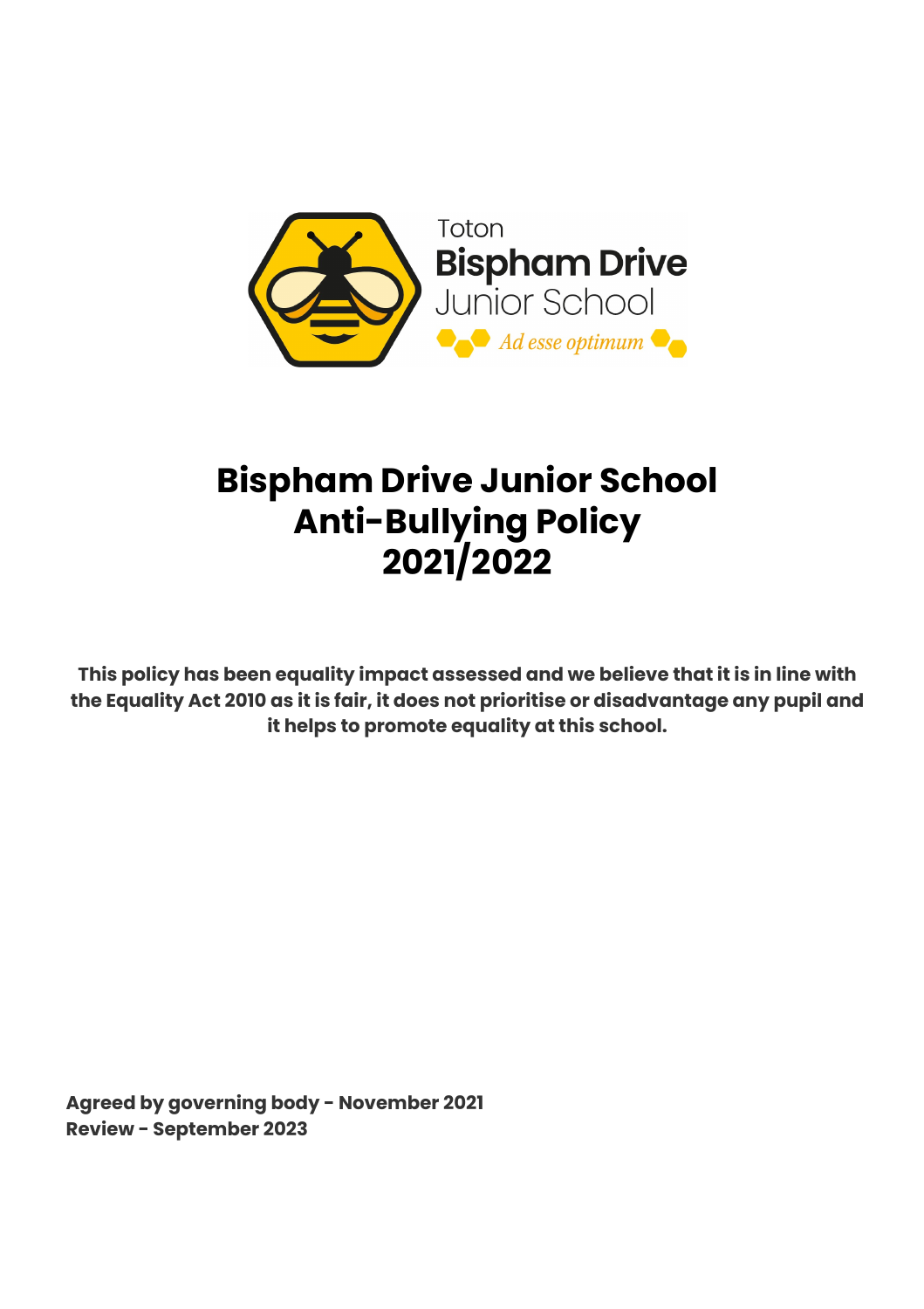Toton Bispham Drive Junior School

*Ad esse optimum*

# Bispham Drive Junior School Anti-Bullying Policy 2021/2022

**This policy has been equality impact assessed and we believe that it is in line with the Equality Act 2010 as it is fair, it does not prioritise or disadvantage any pupil and it helps to promote equality at this school.**

**Agreed by governing body - November 2021**
**Review - September 2023**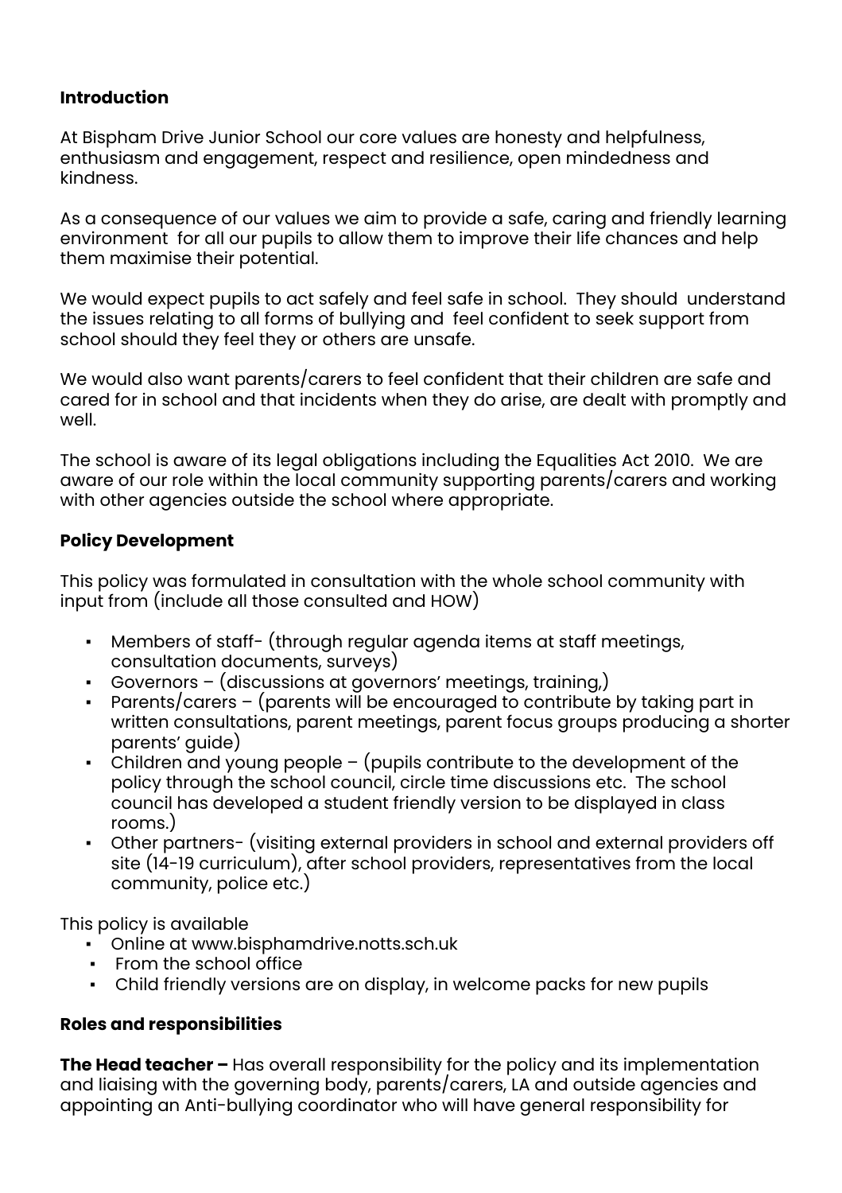**Introduction**

At Bispham Drive Junior School our core values are honesty and helpfulness, enthusiasm and engagement, respect and resilience, open mindedness and kindness.

As a consequence of our values we aim to provide a safe, caring and friendly learning environment for all our pupils to allow them to improve their life chances and help them maximise their potential.

We would expect pupils to act safely and feel safe in school. They should understand the issues relating to all forms of bullying and feel confident to seek support from school should they feel they or others are unsafe.

We would also want parents/carers to feel confident that their children are safe and cared for in school and that incidents when they do arise, are dealt with promptly and well.

The school is aware of its legal obligations including the Equalities Act 2010. We are aware of our role within the local community supporting parents/carers and working with other agencies outside the school where appropriate.

**Policy Development**

This policy was formulated in consultation with the whole school community with input from (include all those consulted and HOW)

- Members of staff- (through regular agenda items at staff meetings, consultation documents, surveys)
- Governors – (discussions at governors' meetings, training,)
- Parents/carers – (parents will be encouraged to contribute by taking part in written consultations, parent meetings, parent focus groups producing a shorter parents' guide)
- Children and young people – (pupils contribute to the development of the policy through the school council, circle time discussions etc. The school council has developed a student friendly version to be displayed in class rooms.)
- Other partners- (visiting external providers in school and external providers off site (14-19 curriculum), after school providers, representatives from the local community, police etc.)

This policy is available

- Online at www.bisphamdrive.notts.sch.uk
- From the school office
- Child friendly versions are on display, in welcome packs for new pupils

**Roles and responsibilities**

**The Head teacher –** Has overall responsibility for the policy and its implementation and liaising with the governing body, parents/carers, LA and outside agencies and appointing an Anti-bullying coordinator who will have general responsibility for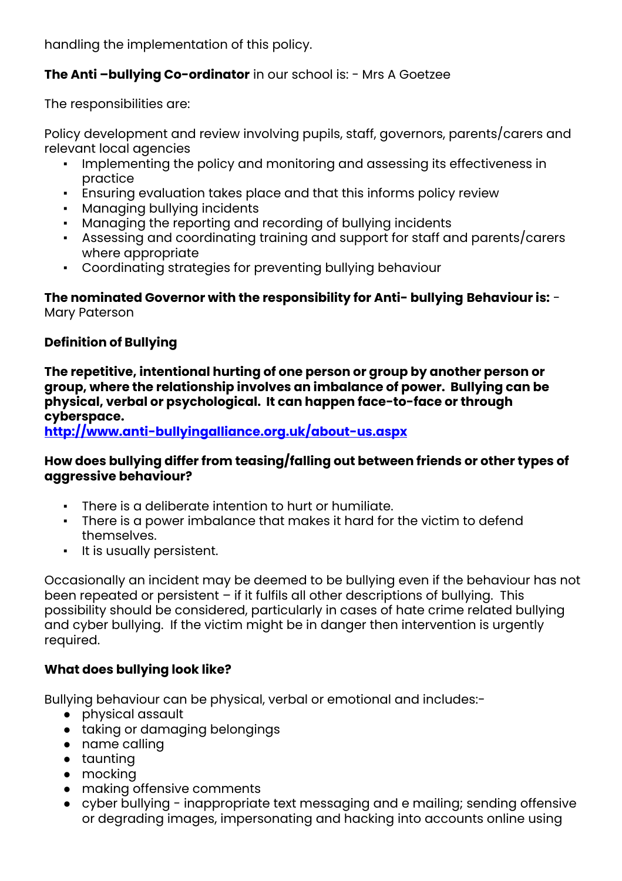handling the implementation of this policy.

**The Anti –bullying Co-ordinator** in our school is: - Mrs A Goetzee

The responsibilities are:

Policy development and review involving pupils, staff, governors, parents/carers and relevant local agencies

- Implementing the policy and monitoring and assessing its effectiveness in practice
- Ensuring evaluation takes place and that this informs policy review
- Managing bullying incidents
- Managing the reporting and recording of bullying incidents
- Assessing and coordinating training and support for staff and parents/carers where appropriate
- Coordinating strategies for preventing bullying behaviour

**The nominated Governor with the responsibility for Anti- bullying Behaviour is:** - Mary Paterson

**Definition of Bullying**

**The repetitive, intentional hurting of one person or group by another person or group, where the relationship involves an imbalance of power. Bullying can be physical, verbal or psychological. It can happen face-to-face or through cyberspace.**
**[http://www.anti-bullyingalliance.org.uk/about-us.aspx](http://www.anti-bullyingalliance.org.uk/about-us.aspx)**

**How does bullying differ from teasing/falling out between friends or other types of aggressive behaviour?**

- There is a deliberate intention to hurt or humiliate.
- There is a power imbalance that makes it hard for the victim to defend themselves.
- It is usually persistent.

Occasionally an incident may be deemed to be bullying even if the behaviour has not been repeated or persistent – if it fulfils all other descriptions of bullying. This possibility should be considered, particularly in cases of hate crime related bullying and cyber bullying. If the victim might be in danger then intervention is urgently required.

**What does bullying look like?**

Bullying behaviour can be physical, verbal or emotional and includes:-

- physical assault
- taking or damaging belongings
- name calling
- taunting
- mocking
- making offensive comments
- cyber bullying - inappropriate text messaging and e mailing; sending offensive or degrading images, impersonating and hacking into accounts online using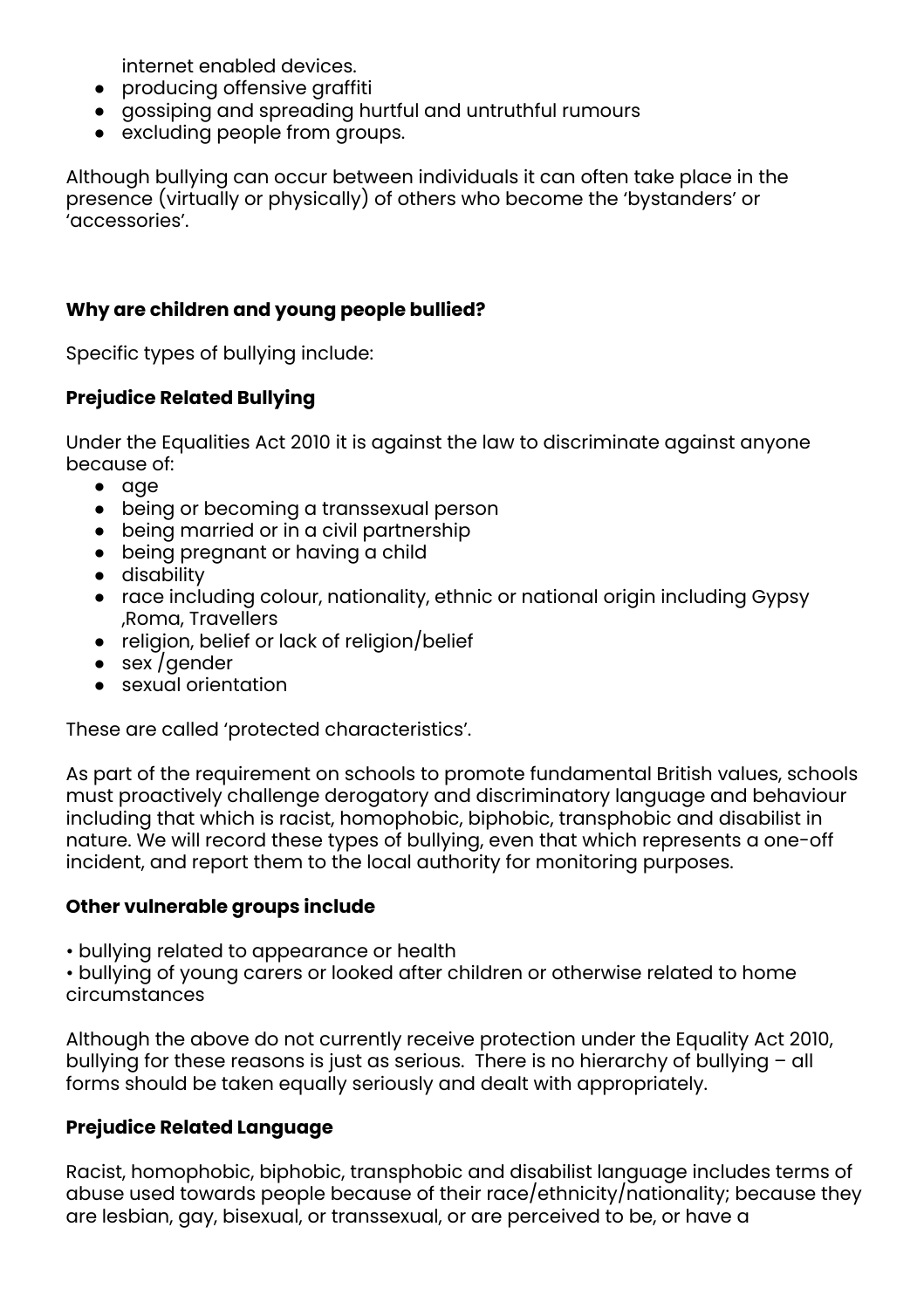internet enabled devices.

- producing offensive graffiti
- gossiping and spreading hurtful and untruthful rumours
- excluding people from groups.

Although bullying can occur between individuals it can often take place in the presence (virtually or physically) of others who become the 'bystanders' or 'accessories'.

**Why are children and young people bullied?**

Specific types of bullying include:

**Prejudice Related Bullying**

Under the Equalities Act 2010 it is against the law to discriminate against anyone because of:

- age
- being or becoming a transsexual person
- being married or in a civil partnership
- being pregnant or having a child
- disability
- race including colour, nationality, ethnic or national origin including Gypsy ,Roma, Travellers
- religion, belief or lack of religion/belief
- sex /gender
- sexual orientation

These are called 'protected characteristics'.

As part of the requirement on schools to promote fundamental British values, schools must proactively challenge derogatory and discriminatory language and behaviour including that which is racist, homophobic, biphobic, transphobic and disabilist in nature. We will record these types of bullying, even that which represents a one-off incident, and report them to the local authority for monitoring purposes.

**Other vulnerable groups include**

• bullying related to appearance or health
• bullying of young carers or looked after children or otherwise related to home circumstances

Although the above do not currently receive protection under the Equality Act 2010, bullying for these reasons is just as serious. There is no hierarchy of bullying – all forms should be taken equally seriously and dealt with appropriately.

**Prejudice Related Language**

Racist, homophobic, biphobic, transphobic and disabilist language includes terms of abuse used towards people because of their race/ethnicity/nationality; because they are lesbian, gay, bisexual, or transsexual, or are perceived to be, or have a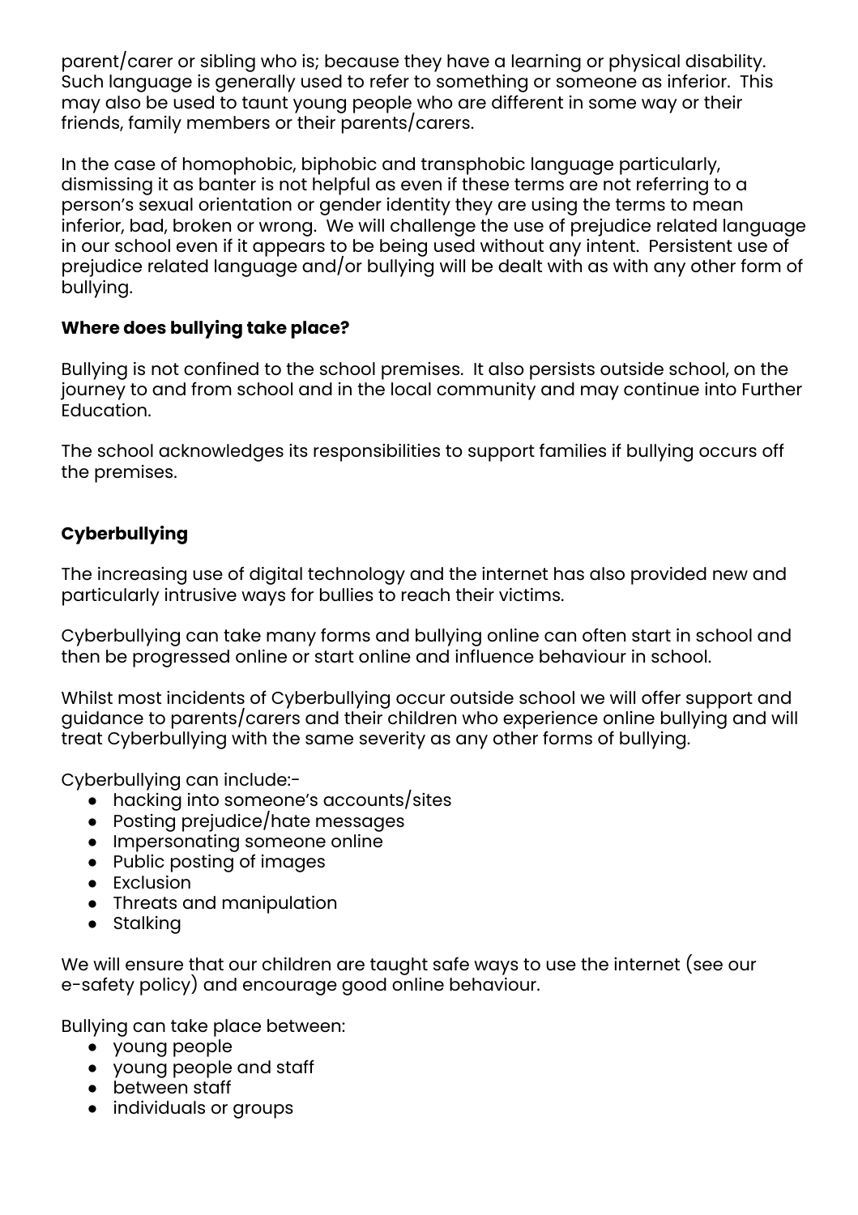parent/carer or sibling who is; because they have a learning or physical disability. Such language is generally used to refer to something or someone as inferior. This may also be used to taunt young people who are different in some way or their friends, family members or their parents/carers.

In the case of homophobic, biphobic and transphobic language particularly, dismissing it as banter is not helpful as even if these terms are not referring to a person's sexual orientation or gender identity they are using the terms to mean inferior, bad, broken or wrong. We will challenge the use of prejudice related language in our school even if it appears to be being used without any intent. Persistent use of prejudice related language and/or bullying will be dealt with as with any other form of bullying.

**Where does bullying take place?**

Bullying is not confined to the school premises. It also persists outside school, on the journey to and from school and in the local community and may continue into Further Education.

The school acknowledges its responsibilities to support families if bullying occurs off the premises.

**Cyberbullying**

The increasing use of digital technology and the internet has also provided new and particularly intrusive ways for bullies to reach their victims.

Cyberbullying can take many forms and bullying online can often start in school and then be progressed online or start online and influence behaviour in school.

Whilst most incidents of Cyberbullying occur outside school we will offer support and guidance to parents/carers and their children who experience online bullying and will treat Cyberbullying with the same severity as any other forms of bullying.

Cyberbullying can include:-

- hacking into someone's accounts/sites
- Posting prejudice/hate messages
- Impersonating someone online
- Public posting of images
- Exclusion
- Threats and manipulation
- Stalking

We will ensure that our children are taught safe ways to use the internet (see our e-safety policy) and encourage good online behaviour.

Bullying can take place between:

- young people
- young people and staff
- between staff
- individuals or groups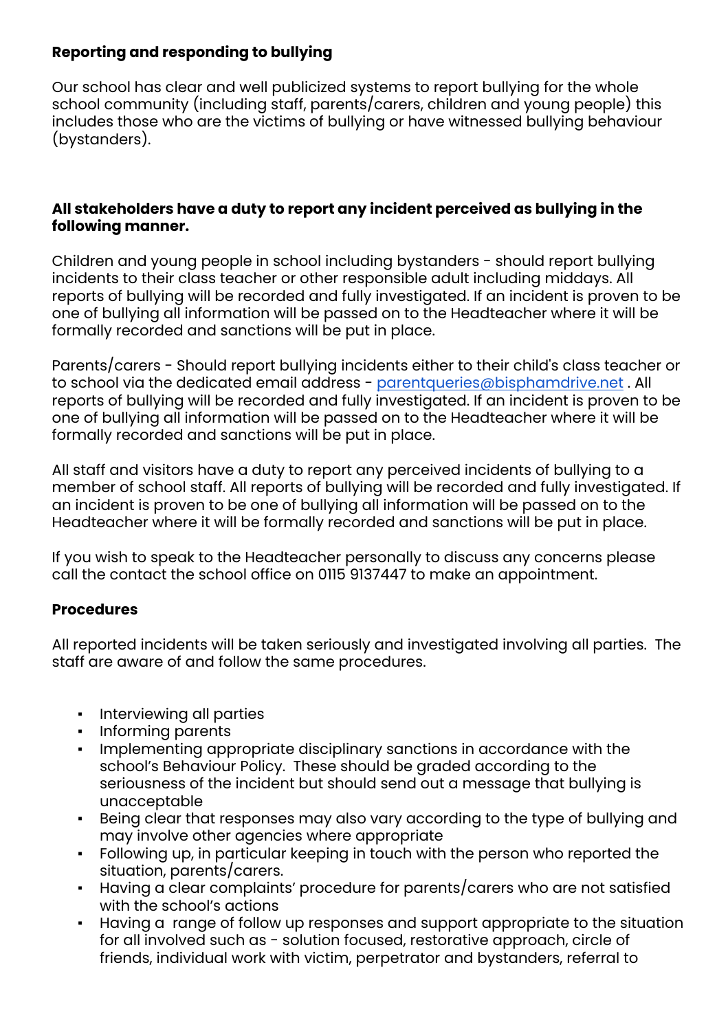**Reporting and responding to bullying**

Our school has clear and well publicized systems to report bullying for the whole school community (including staff, parents/carers, children and young people) this includes those who are the victims of bullying or have witnessed bullying behaviour (bystanders).

**All stakeholders have a duty to report any incident perceived as bullying in the following manner.**

Children and young people in school including bystanders - should report bullying incidents to their class teacher or other responsible adult including middays. All reports of bullying will be recorded and fully investigated. If an incident is proven to be one of bullying all information will be passed on to the Headteacher where it will be formally recorded and sanctions will be put in place.

Parents/carers - Should report bullying incidents either to their child's class teacher or to school via the dedicated email address - parentqueries@bisphamdrive.net . All reports of bullying will be recorded and fully investigated. If an incident is proven to be one of bullying all information will be passed on to the Headteacher where it will be formally recorded and sanctions will be put in place.

All staff and visitors have a duty to report any perceived incidents of bullying to a member of school staff. All reports of bullying will be recorded and fully investigated. If an incident is proven to be one of bullying all information will be passed on to the Headteacher where it will be formally recorded and sanctions will be put in place.

If you wish to speak to the Headteacher personally to discuss any concerns please call the contact the school office on 0115 9137447 to make an appointment.

**Procedures**

All reported incidents will be taken seriously and investigated involving all parties. The staff are aware of and follow the same procedures.

- Interviewing all parties
- Informing parents
- Implementing appropriate disciplinary sanctions in accordance with the school's Behaviour Policy. These should be graded according to the seriousness of the incident but should send out a message that bullying is unacceptable
- Being clear that responses may also vary according to the type of bullying and may involve other agencies where appropriate
- Following up, in particular keeping in touch with the person who reported the situation, parents/carers.
- Having a clear complaints' procedure for parents/carers who are not satisfied with the school's actions
- Having a range of follow up responses and support appropriate to the situation for all involved such as - solution focused, restorative approach, circle of friends, individual work with victim, perpetrator and bystanders, referral to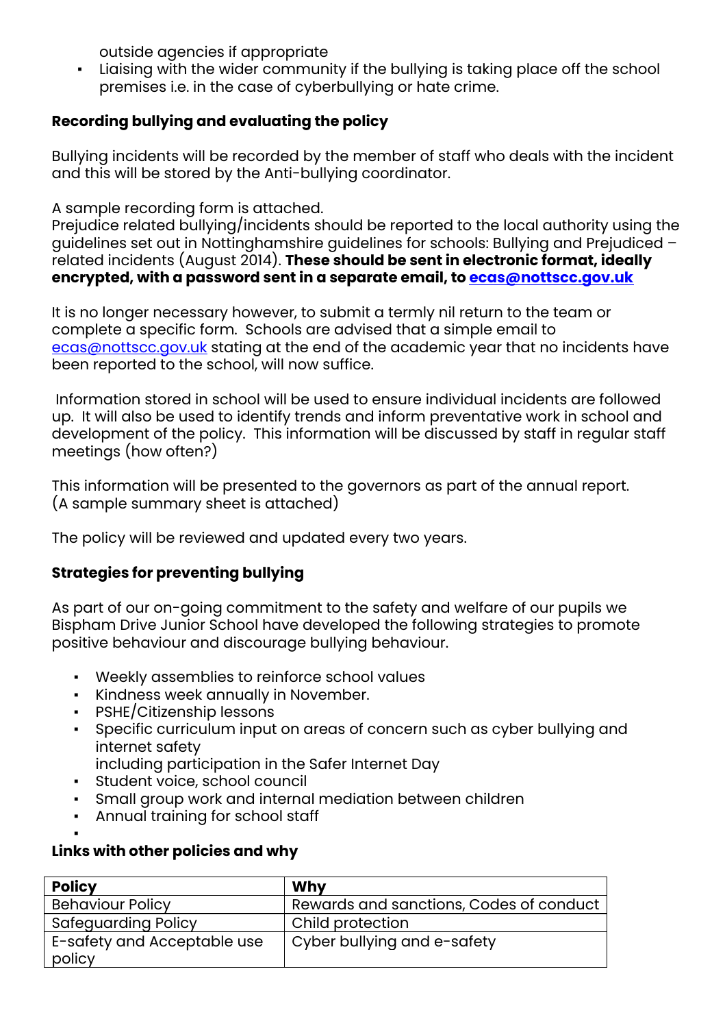outside agencies if appropriate

- Liaising with the wider community if the bullying is taking place off the school premises i.e. in the case of cyberbullying or hate crime.

**Recording bullying and evaluating the policy**

Bullying incidents will be recorded by the member of staff who deals with the incident and this will be stored by the Anti-bullying coordinator.

A sample recording form is attached.
Prejudice related bullying/incidents should be reported to the local authority using the guidelines set out in Nottinghamshire guidelines for schools: Bullying and Prejudiced – related incidents (August 2014). **These should be sent in electronic format, ideally encrypted, with a password sent in a separate email, to [ecas@nottscc.gov.uk](mailto:ecas@nottscc.gov.uk)**

It is no longer necessary however, to submit a termly nil return to the team or complete a specific form. Schools are advised that a simple email to [ecas@nottscc.gov.uk](mailto:ecas@nottscc.gov.uk) stating at the end of the academic year that no incidents have been reported to the school, will now suffice.

Information stored in school will be used to ensure individual incidents are followed up. It will also be used to identify trends and inform preventative work in school and development of the policy. This information will be discussed by staff in regular staff meetings (how often?)

This information will be presented to the governors as part of the annual report. (A sample summary sheet is attached)

The policy will be reviewed and updated every two years.

**Strategies for preventing bullying**

As part of our on-going commitment to the safety and welfare of our pupils we Bispham Drive Junior School have developed the following strategies to promote positive behaviour and discourage bullying behaviour.

- Weekly assemblies to reinforce school values
- Kindness week annually in November.
- PSHE/Citizenship lessons
- Specific curriculum input on areas of concern such as cyber bullying and internet safety
  including participation in the Safer Internet Day
- Student voice, school council
- Small group work and internal mediation between children
- Annual training for school staff

**Links with other policies and why**

| Policy | Why |
|---|---|
| Behaviour Policy | Rewards and sanctions, Codes of conduct |
| Safeguarding Policy | Child protection |
| E-safety and Acceptable use policy | Cyber bullying and e-safety |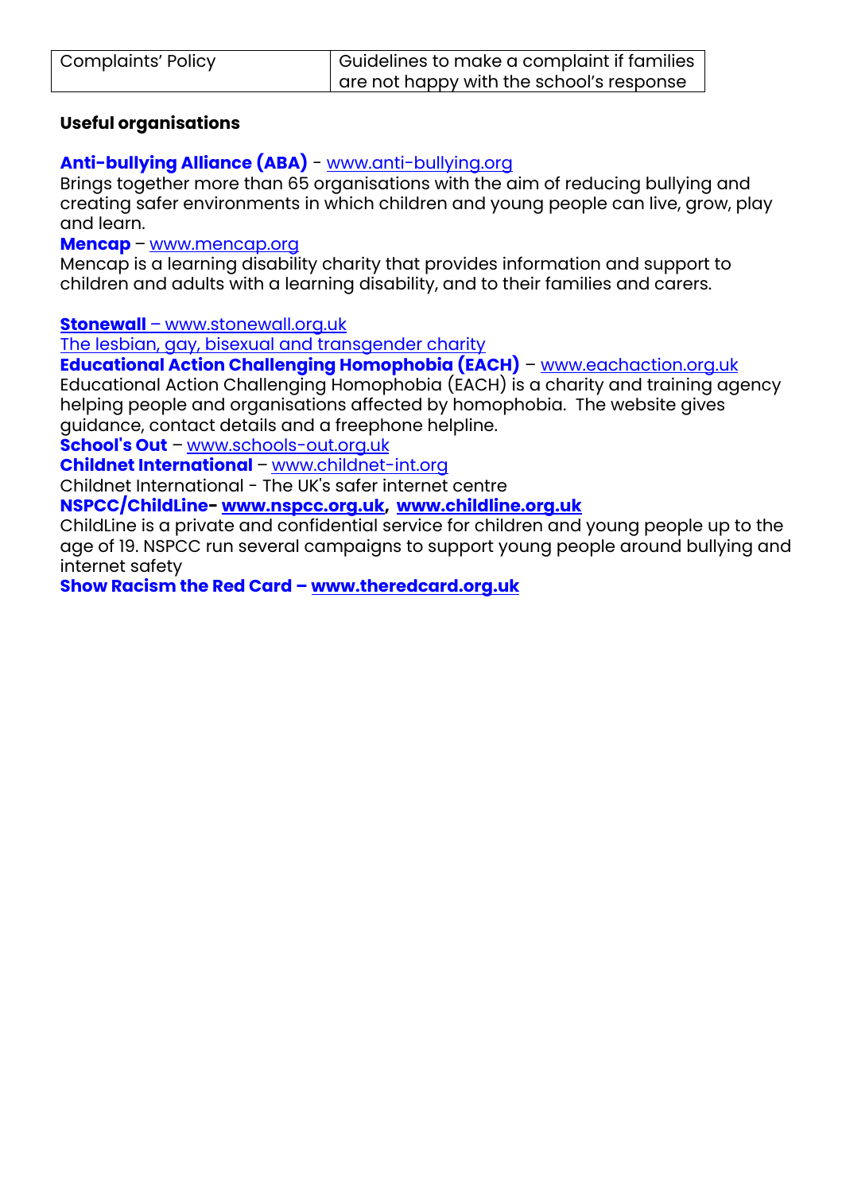| Complaints' Policy | Guidelines to make a complaint if families are not happy with the school's response |
|---|---|

**Useful organisations**

**Anti-bullying Alliance (ABA)** - www.anti-bullying.org
Brings together more than 65 organisations with the aim of reducing bullying and creating safer environments in which children and young people can live, grow, play and learn.

**Mencap** – www.mencap.org
Mencap is a learning disability charity that provides information and support to children and adults with a learning disability, and to their families and carers.

**Stonewall** – www.stonewall.org.uk
The lesbian, gay, bisexual and transgender charity

**Educational Action Challenging Homophobia (EACH)** – www.eachaction.org.uk
Educational Action Challenging Homophobia (EACH) is a charity and training agency helping people and organisations affected by homophobia. The website gives guidance, contact details and a freephone helpline.

**School's Out** – www.schools-out.org.uk

**Childnet International** – www.childnet-int.org
Childnet International - The UK's safer internet centre

**NSPCC/ChildLine- www.nspcc.org.uk, www.childline.org.uk**
ChildLine is a private and confidential service for children and young people up to the age of 19. NSPCC run several campaigns to support young people around bullying and internet safety

**Show Racism the Red Card – www.theredcard.org.uk**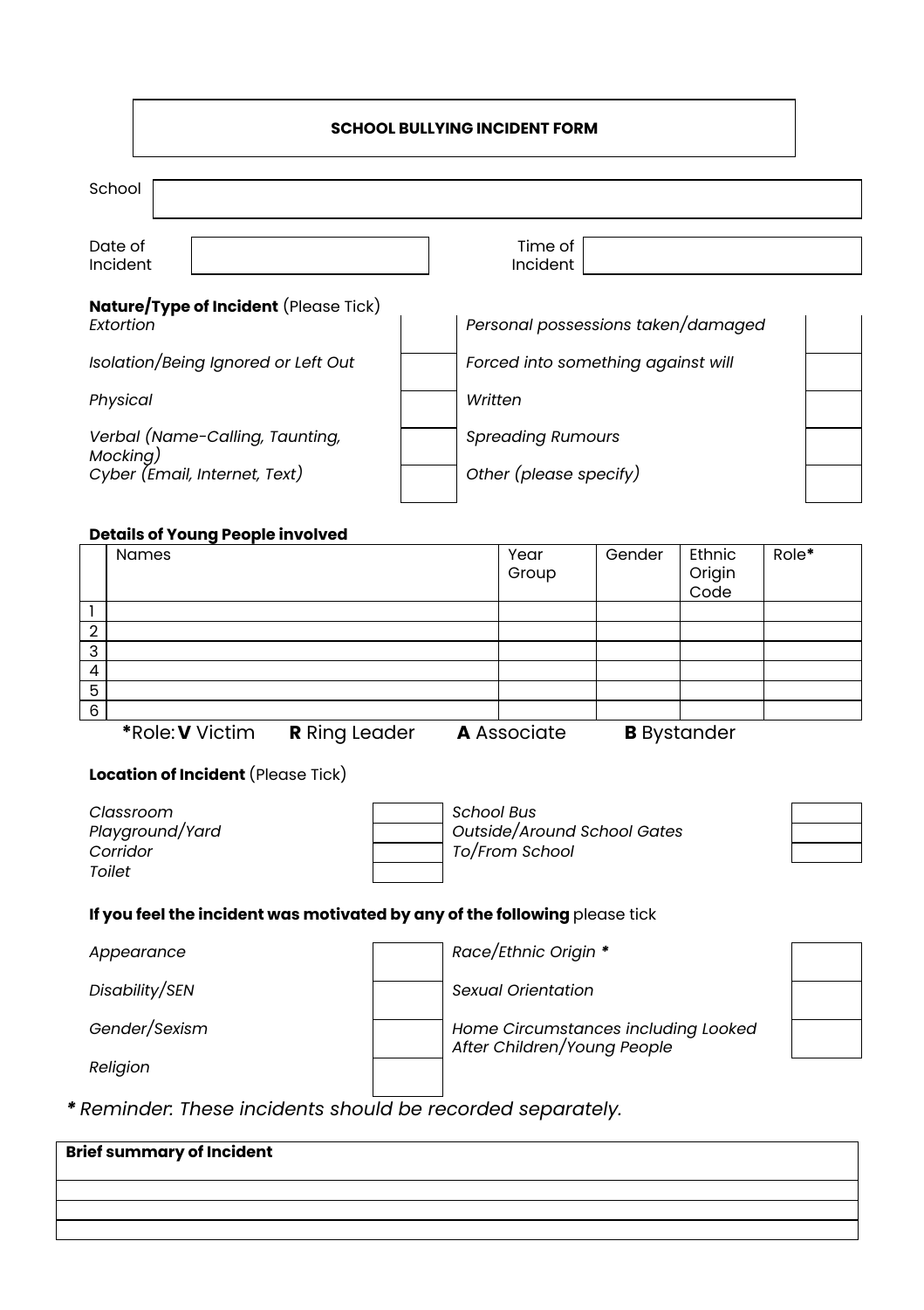# SCHOOL BULLYING INCIDENT FORM

| School | |
|---|---|

| Date of Incident | | Time of Incident | |
|---|---|---|---|

**Nature/Type of Incident** (Please Tick)

| | | | |
|---|---|---|---|
| *Extortion* | | *Personal possessions taken/damaged* | |
| *Isolation/Being Ignored or Left Out* | | *Forced into something against will* | |
| *Physical* | | *Written* | |
| *Verbal (Name-Calling, Taunting, Mocking)* | | *Spreading Rumours* | |
| *Cyber (Email, Internet, Text)* | | *Other (please specify)* | |

**Details of Young People involved**

| | Names | Year Group | Gender | Ethnic Origin Code | Role* |
|---|---|---|---|---|---|
| 1 | | | | | |
| 2 | | | | | |
| 3 | | | | | |
| 4 | | | | | |
| 5 | | | | | |
| 6 | | | | | |

***Role: V** Victim  **R** Ring Leader  **A** Associate  **B** Bystander

**Location of Incident** (Please Tick)

| | | | |
|---|---|---|---|
| *Classroom* | | *School Bus* | |
| *Playground/Yard* | | *Outside/Around School Gates* | |
| *Corridor* | | *To/From School* | |
| *Toilet* | | | |

**If you feel the incident was motivated by any of the following** please tick

| | | | |
|---|---|---|---|
| *Appearance* | | *Race/Ethnic Origin ** | |
| *Disability/SEN* | | *Sexual Orientation* | |
| *Gender/Sexism* | | *Home Circumstances including Looked After Children/Young People* | |
| *Religion* | | | |

*** Reminder: These incidents should be recorded separately.***

| **Brief summary of Incident** |
|---|
| |
| |
| |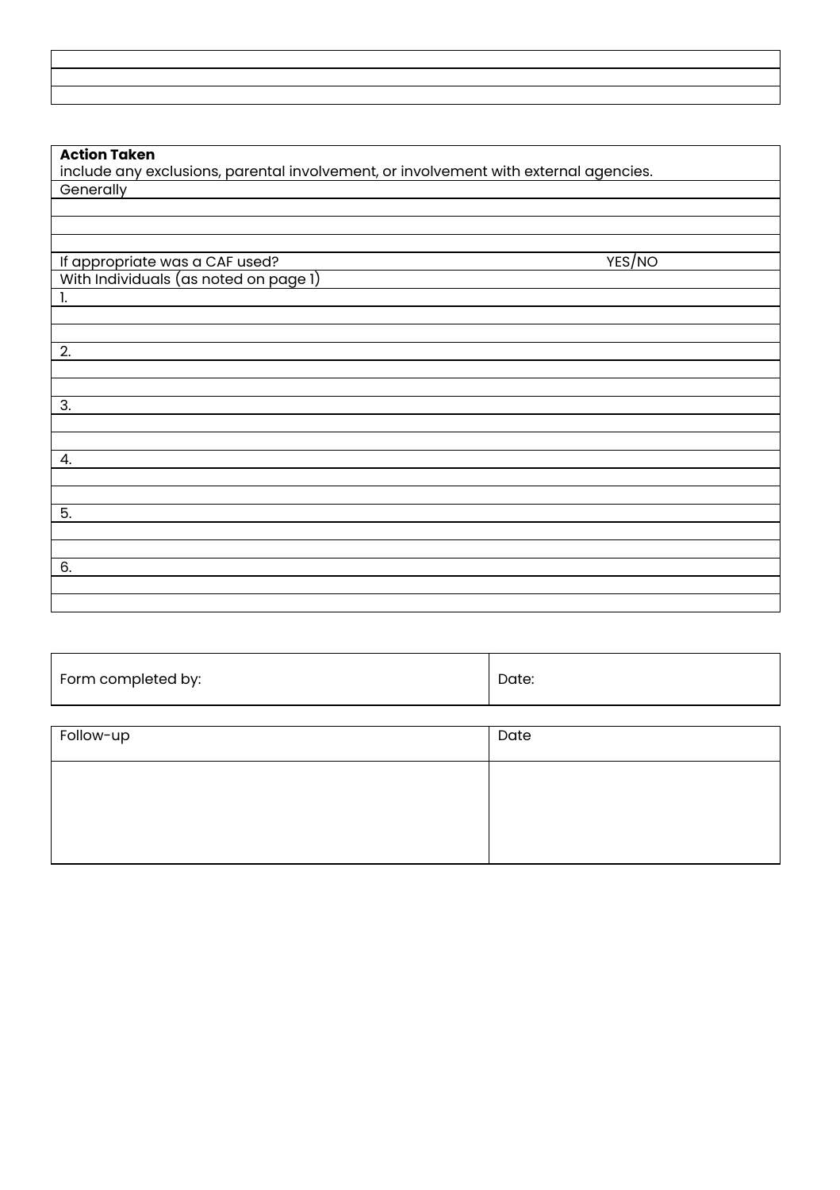| |
|---|
| |
| |

| **Action Taken**<br>include any exclusions, parental involvement, or involvement with external agencies. | |
|---|---|
| Generally | |
| | |
| | |
| | |
| If appropriate was a CAF used? | YES/NO |
| With Individuals (as noted on page 1) | |
| 1. | |
| | |
| | |
| 2. | |
| | |
| | |
| 3. | |
| | |
| | |
| 4. | |
| | |
| | |
| 5. | |
| | |
| | |
| 6. | |
| | |
| | |

| Form completed by: | Date: |
|---|---|

| Follow-up | Date |
|---|---|
| | |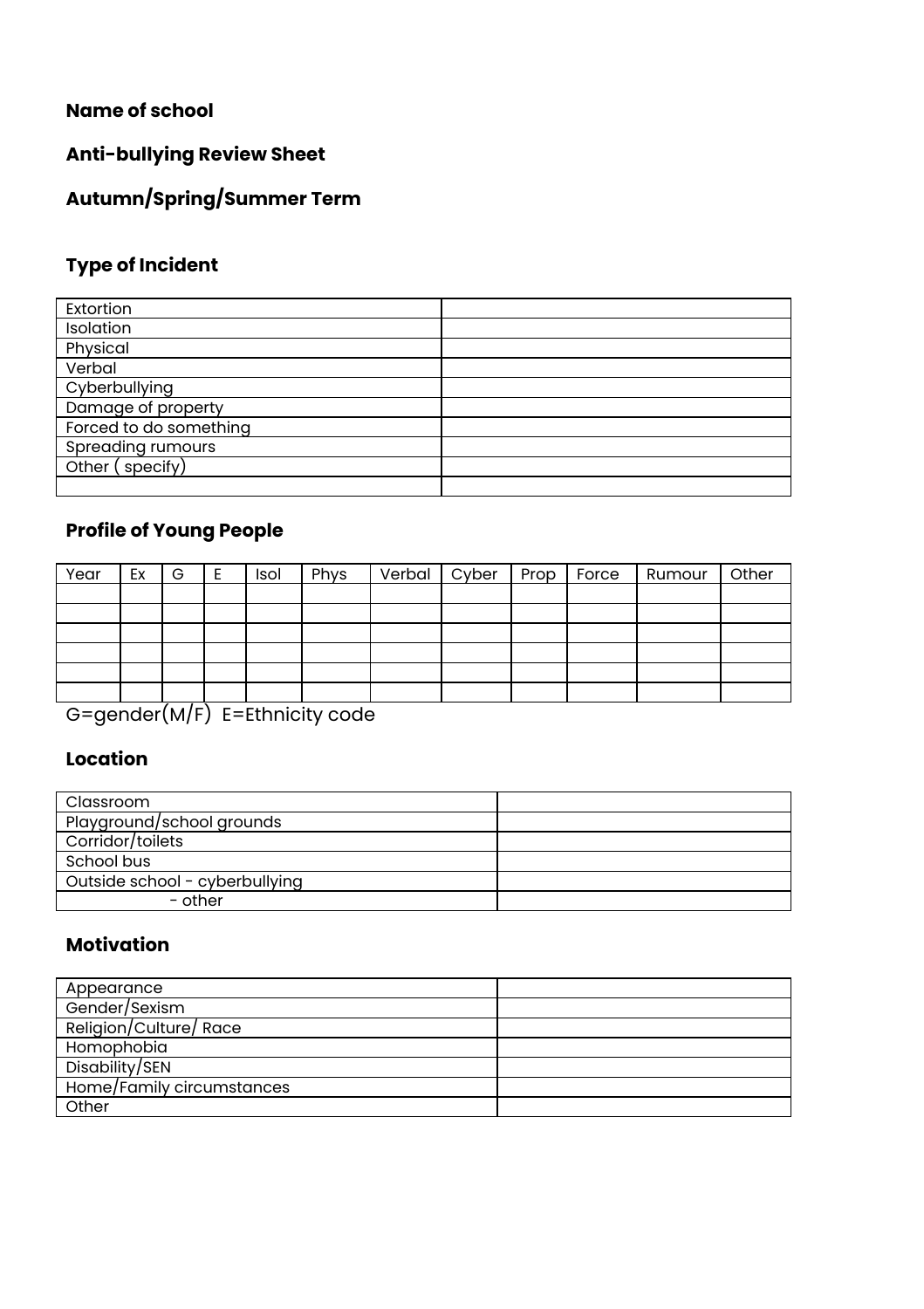**Name of school**

**Anti-bullying Review Sheet**

**Autumn/Spring/Summer Term**

## Type of Incident

| | |
|---|---|
| Extortion | |
| Isolation | |
| Physical | |
| Verbal | |
| Cyberbullying | |
| Damage of property | |
| Forced to do something | |
| Spreading rumours | |
| Other ( specify) | |
| | |

## Profile of Young People

| Year | Ex | G | E | Isol | Phys | Verbal | Cyber | Prop | Force | Rumour | Other |
|---|---|---|---|---|---|---|---|---|---|---|---|
| | | | | | | | | | | | |
| | | | | | | | | | | | |
| | | | | | | | | | | | |
| | | | | | | | | | | | |
| | | | | | | | | | | | |
| | | | | | | | | | | | |

G=gender(M/F) E=Ethnicity code

## Location

| | |
|---|---|
| Classroom | |
| Playground/school grounds | |
| Corridor/toilets | |
| School bus | |
| Outside school - cyberbullying | |
| - other | |

## Motivation

| | |
|---|---|
| Appearance | |
| Gender/Sexism | |
| Religion/Culture/ Race | |
| Homophobia | |
| Disability/SEN | |
| Home/Family circumstances | |
| Other | |